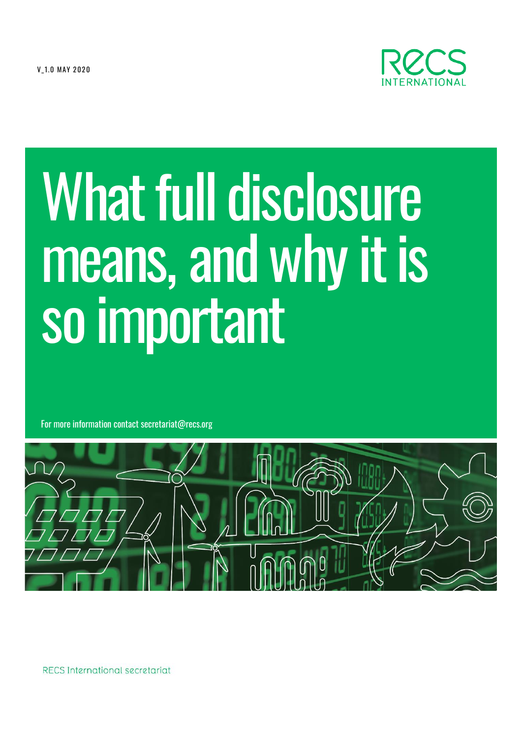V_1.0 MAY 2020

RECS INTERNATIONAL

# What full disclosure means, and why it is so important

For more information contact secretariat@recs.org

RECS International secretariat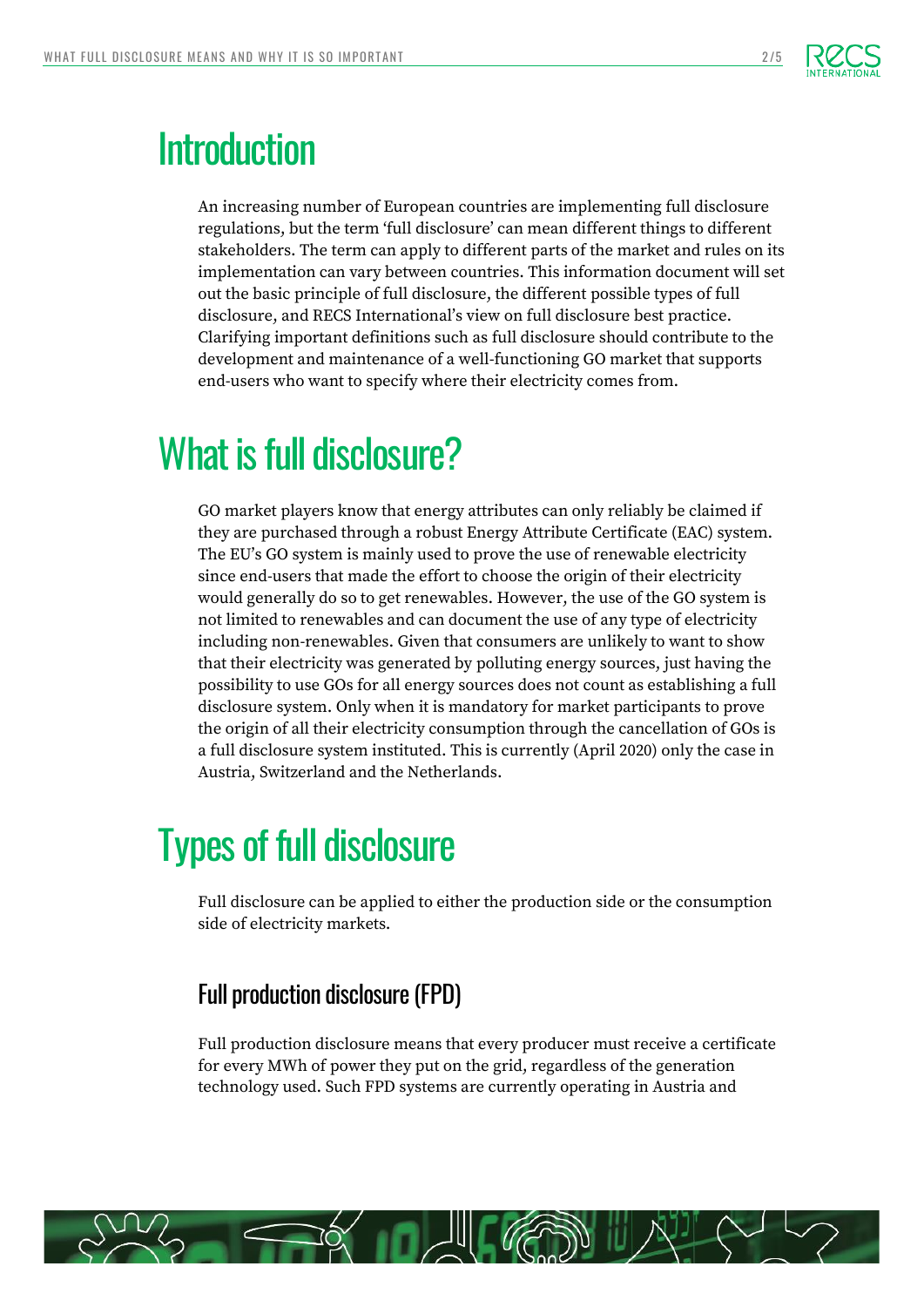# Introduction

An increasing number of European countries are implementing full disclosure regulations, but the term 'full disclosure' can mean different things to different stakeholders. The term can apply to different parts of the market and rules on its implementation can vary between countries. This information document will set out the basic principle of full disclosure, the different possible types of full disclosure, and RECS International's view on full disclosure best practice. Clarifying important definitions such as full disclosure should contribute to the development and maintenance of a well-functioning GO market that supports end-users who want to specify where their electricity comes from.

# What is full disclosure?

GO market players know that energy attributes can only reliably be claimed if they are purchased through a robust Energy Attribute Certificate (EAC) system. The EU's GO system is mainly used to prove the use of renewable electricity since end-users that made the effort to choose the origin of their electricity would generally do so to get renewables. However, the use of the GO system is not limited to renewables and can document the use of any type of electricity including non-renewables. Given that consumers are unlikely to want to show that their electricity was generated by polluting energy sources, just having the possibility to use GOs for all energy sources does not count as establishing a full disclosure system. Only when it is mandatory for market participants to prove the origin of all their electricity consumption through the cancellation of GOs is a full disclosure system instituted. This is currently (April 2020) only the case in Austria, Switzerland and the Netherlands.

# Types of full disclosure

Full disclosure can be applied to either the production side or the consumption side of electricity markets.

## Full production disclosure (FPD)

Full production disclosure means that every producer must receive a certificate for every MWh of power they put on the grid, regardless of the generation technology used. Such FPD systems are currently operating in Austria and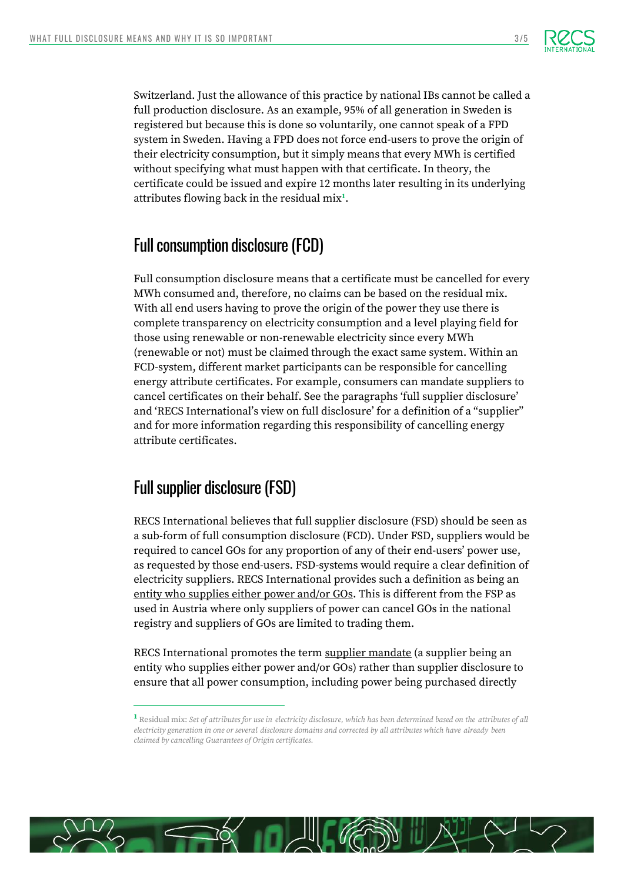Switzerland. Just the allowance of this practice by national IBs cannot be called a full production disclosure. As an example, 95% of all generation in Sweden is registered but because this is done so voluntarily, one cannot speak of a FPD system in Sweden. Having a FPD does not force end-users to prove the origin of their electricity consumption, but it simply means that every MWh is certified without specifying what must happen with that certificate. In theory, the certificate could be issued and expire 12 months later resulting in its underlying attributes flowing back in the residual mix[1].

## Full consumption disclosure (FCD)

Full consumption disclosure means that a certificate must be cancelled for every MWh consumed and, therefore, no claims can be based on the residual mix. With all end users having to prove the origin of the power they use there is complete transparency on electricity consumption and a level playing field for those using renewable or non-renewable electricity since every MWh (renewable or not) must be claimed through the exact same system. Within an FCD-system, different market participants can be responsible for cancelling energy attribute certificates. For example, consumers can mandate suppliers to cancel certificates on their behalf. See the paragraphs 'full supplier disclosure' and 'RECS International's view on full disclosure' for a definition of a "supplier" and for more information regarding this responsibility of cancelling energy attribute certificates.

## Full supplier disclosure (FSD)

RECS International believes that full supplier disclosure (FSD) should be seen as a sub-form of full consumption disclosure (FCD). Under FSD, suppliers would be required to cancel GOs for any proportion of any of their end-users' power use, as requested by those end-users. FSD-systems would require a clear definition of electricity suppliers. RECS International provides such a definition as being an entity who supplies either power and/or GOs. This is different from the FSP as used in Austria where only suppliers of power can cancel GOs in the national registry and suppliers of GOs are limited to trading them.

RECS International promotes the term supplier mandate (a supplier being an entity who supplies either power and/or GOs) rather than supplier disclosure to ensure that all power consumption, including power being purchased directly

---

[1] Residual mix: *Set of attributes for use in electricity disclosure, which has been determined based on the attributes of all electricity generation in one or several disclosure domains and corrected by all attributes which have already been claimed by cancelling Guarantees of Origin certificates.*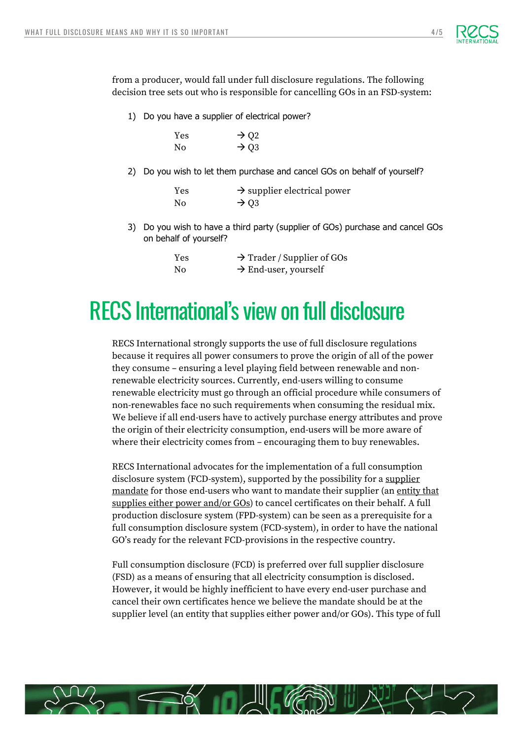from a producer, would fall under full disclosure regulations. The following decision tree sets out who is responsible for cancelling GOs in an FSD-system:

1) Do you have a supplier of electrical power?

   Yes → Q2
   No → Q3

2) Do you wish to let them purchase and cancel GOs on behalf of yourself?

   Yes → supplier electrical power
   No → Q3

3) Do you wish to have a third party (supplier of GOs) purchase and cancel GOs on behalf of yourself?

   Yes → Trader / Supplier of GOs
   No → End-user, yourself

# RECS International's view on full disclosure

RECS International strongly supports the use of full disclosure regulations because it requires all power consumers to prove the origin of all of the power they consume – ensuring a level playing field between renewable and non-renewable electricity sources. Currently, end-users willing to consume renewable electricity must go through an official procedure while consumers of non-renewables face no such requirements when consuming the residual mix. We believe if all end-users have to actively purchase energy attributes and prove the origin of their electricity consumption, end-users will be more aware of where their electricity comes from – encouraging them to buy renewables.

RECS International advocates for the implementation of a full consumption disclosure system (FCD-system), supported by the possibility for a supplier mandate for those end-users who want to mandate their supplier (an entity that supplies either power and/or GOs) to cancel certificates on their behalf. A full production disclosure system (FPD-system) can be seen as a prerequisite for a full consumption disclosure system (FCD-system), in order to have the national GO's ready for the relevant FCD-provisions in the respective country.

Full consumption disclosure (FCD) is preferred over full supplier disclosure (FSD) as a means of ensuring that all electricity consumption is disclosed. However, it would be highly inefficient to have every end-user purchase and cancel their own certificates hence we believe the mandate should be at the supplier level (an entity that supplies either power and/or GOs). This type of full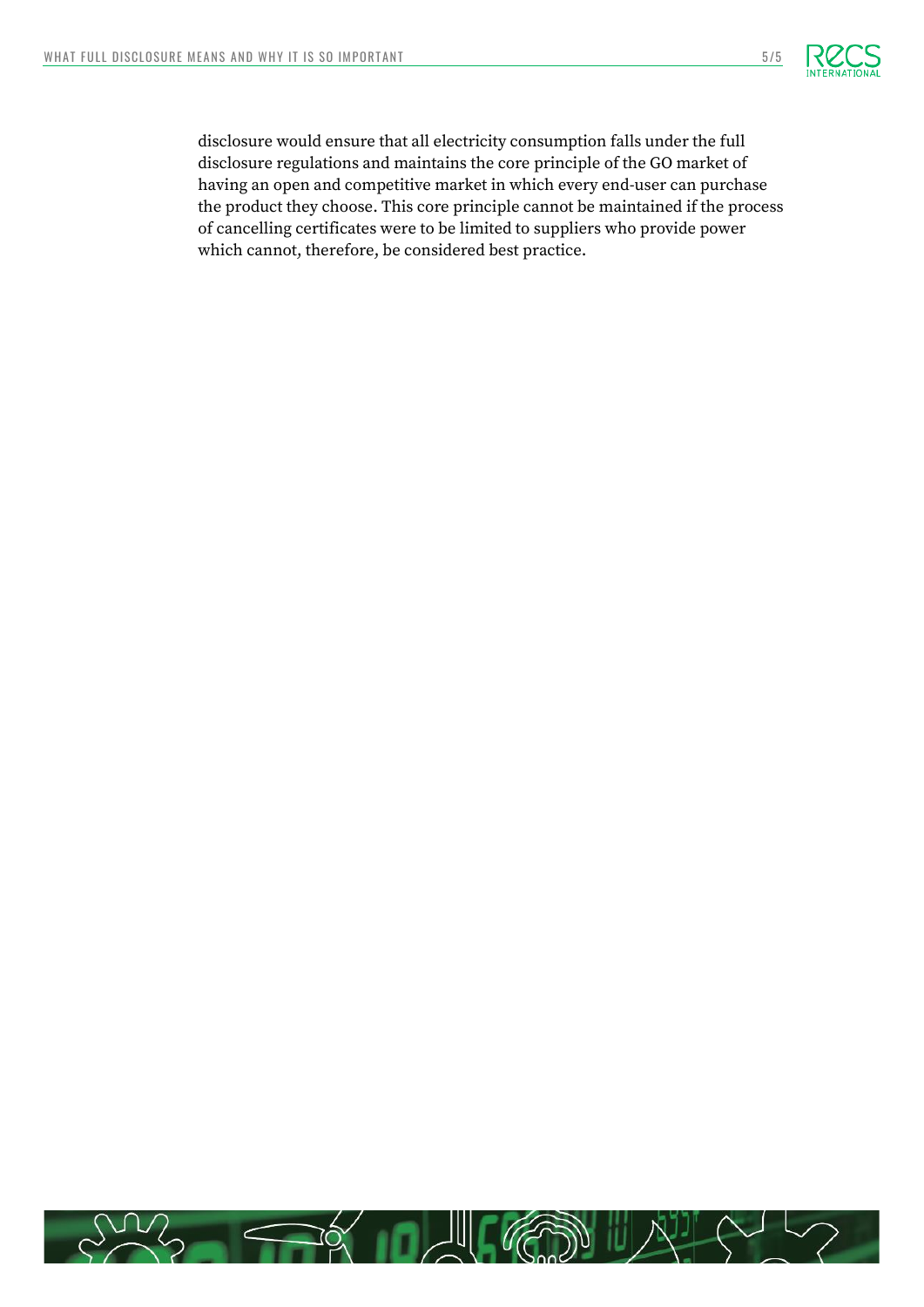disclosure would ensure that all electricity consumption falls under the full disclosure regulations and maintains the core principle of the GO market of having an open and competitive market in which every end-user can purchase the product they choose. This core principle cannot be maintained if the process of cancelling certificates were to be limited to suppliers who provide power which cannot, therefore, be considered best practice.